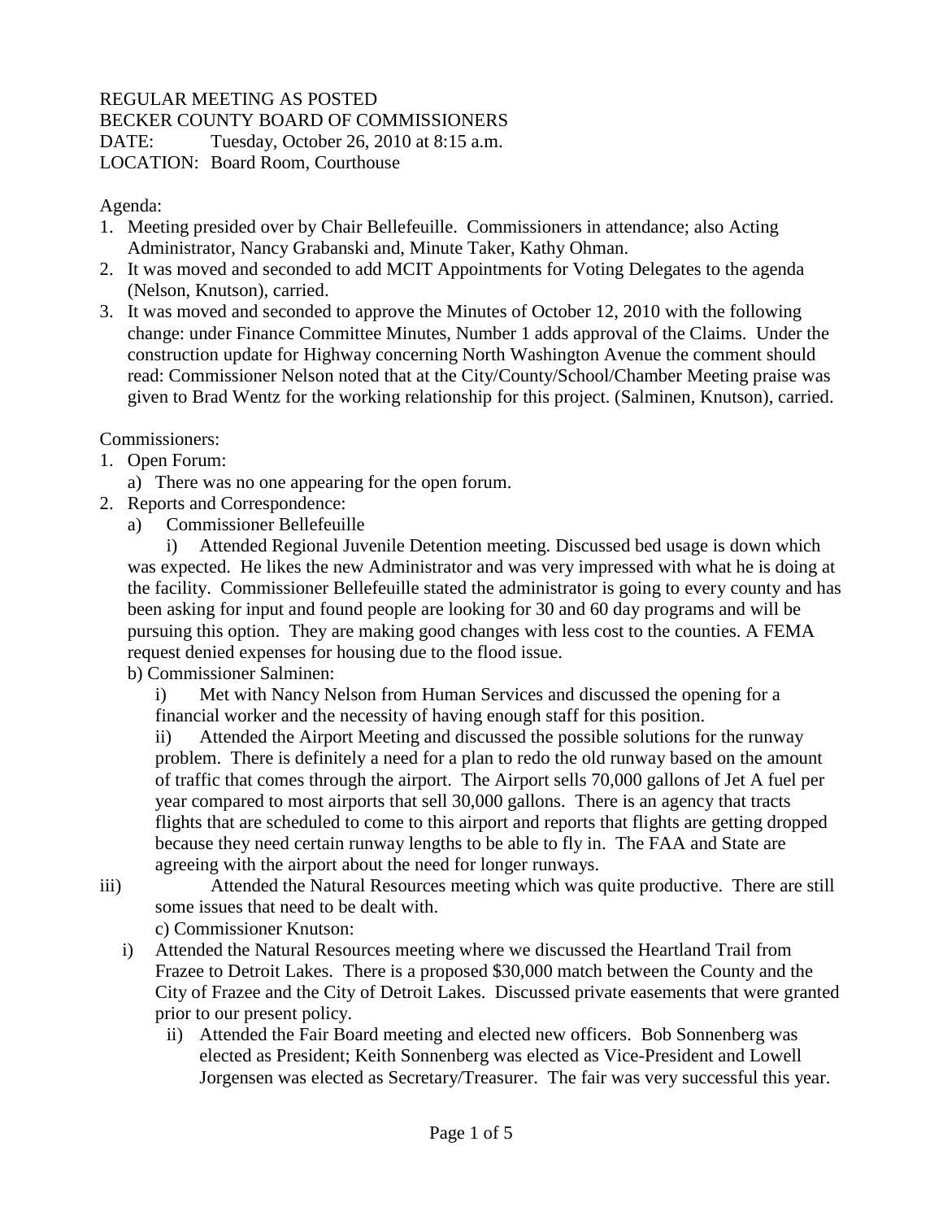REGULAR MEETING AS POSTED
BECKER COUNTY BOARD OF COMMISSIONERS
DATE: Tuesday, October 26, 2010 at 8:15 a.m.
LOCATION: Board Room, Courthouse

Agenda:

1. Meeting presided over by Chair Bellefeuille. Commissioners in attendance; also Acting Administrator, Nancy Grabanski and, Minute Taker, Kathy Ohman.
2. It was moved and seconded to add MCIT Appointments for Voting Delegates to the agenda (Nelson, Knutson), carried.
3. It was moved and seconded to approve the Minutes of October 12, 2010 with the following change: under Finance Committee Minutes, Number 1 adds approval of the Claims. Under the construction update for Highway concerning North Washington Avenue the comment should read: Commissioner Nelson noted that at the City/County/School/Chamber Meeting praise was given to Brad Wentz for the working relationship for this project. (Salminen, Knutson), carried.

Commissioners:

1. Open Forum:
   a) There was no one appearing for the open forum.
2. Reports and Correspondence:
   a) Commissioner Bellefeuille
      i) Attended Regional Juvenile Detention meeting. Discussed bed usage is down which was expected. He likes the new Administrator and was very impressed with what he is doing at the facility. Commissioner Bellefeuille stated the administrator is going to every county and has been asking for input and found people are looking for 30 and 60 day programs and will be pursuing this option. They are making good changes with less cost to the counties. A FEMA request denied expenses for housing due to the flood issue.

   b) Commissioner Salminen:
      i) Met with Nancy Nelson from Human Services and discussed the opening for a financial worker and the necessity of having enough staff for this position.
      ii) Attended the Airport Meeting and discussed the possible solutions for the runway problem. There is definitely a need for a plan to redo the old runway based on the amount of traffic that comes through the airport. The Airport sells 70,000 gallons of Jet A fuel per year compared to most airports that sell 30,000 gallons. There is an agency that tracts flights that are scheduled to come to this airport and reports that flights are getting dropped because they need certain runway lengths to be able to fly in. The FAA and State are agreeing with the airport about the need for longer runways.
      iii) Attended the Natural Resources meeting which was quite productive. There are still some issues that need to be dealt with.

   c) Commissioner Knutson:
      i) Attended the Natural Resources meeting where we discussed the Heartland Trail from Frazee to Detroit Lakes. There is a proposed $30,000 match between the County and the City of Frazee and the City of Detroit Lakes. Discussed private easements that were granted prior to our present policy.
      ii) Attended the Fair Board meeting and elected new officers. Bob Sonnenberg was elected as President; Keith Sonnenberg was elected as Vice-President and Lowell Jorgensen was elected as Secretary/Treasurer. The fair was very successful this year.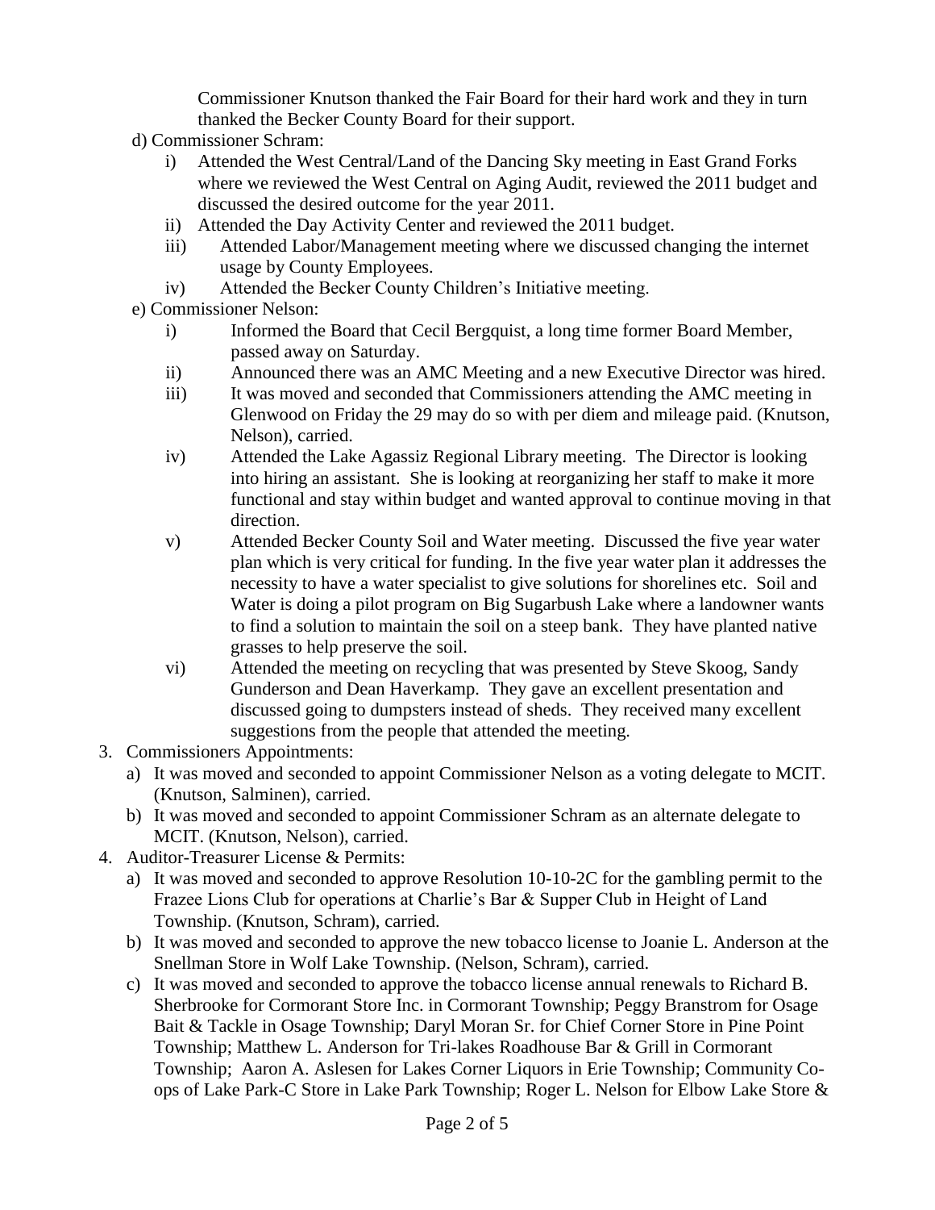Commissioner Knutson thanked the Fair Board for their hard work and they in turn thanked the Becker County Board for their support.

d) Commissioner Schram:
   i) Attended the West Central/Land of the Dancing Sky meeting in East Grand Forks where we reviewed the West Central on Aging Audit, reviewed the 2011 budget and discussed the desired outcome for the year 2011.
   ii) Attended the Day Activity Center and reviewed the 2011 budget.
   iii) Attended Labor/Management meeting where we discussed changing the internet usage by County Employees.
   iv) Attended the Becker County Children's Initiative meeting.

e) Commissioner Nelson:
   i) Informed the Board that Cecil Bergquist, a long time former Board Member, passed away on Saturday.
   ii) Announced there was an AMC Meeting and a new Executive Director was hired.
   iii) It was moved and seconded that Commissioners attending the AMC meeting in Glenwood on Friday the 29 may do so with per diem and mileage paid. (Knutson, Nelson), carried.
   iv) Attended the Lake Agassiz Regional Library meeting. The Director is looking into hiring an assistant. She is looking at reorganizing her staff to make it more functional and stay within budget and wanted approval to continue moving in that direction.
   v) Attended Becker County Soil and Water meeting. Discussed the five year water plan which is very critical for funding. In the five year water plan it addresses the necessity to have a water specialist to give solutions for shorelines etc. Soil and Water is doing a pilot program on Big Sugarbush Lake where a landowner wants to find a solution to maintain the soil on a steep bank. They have planted native grasses to help preserve the soil.
   vi) Attended the meeting on recycling that was presented by Steve Skoog, Sandy Gunderson and Dean Haverkamp. They gave an excellent presentation and discussed going to dumpsters instead of sheds. They received many excellent suggestions from the people that attended the meeting.

3. Commissioners Appointments:
   a) It was moved and seconded to appoint Commissioner Nelson as a voting delegate to MCIT. (Knutson, Salminen), carried.
   b) It was moved and seconded to appoint Commissioner Schram as an alternate delegate to MCIT. (Knutson, Nelson), carried.

4. Auditor-Treasurer License & Permits:
   a) It was moved and seconded to approve Resolution 10-10-2C for the gambling permit to the Frazee Lions Club for operations at Charlie's Bar & Supper Club in Height of Land Township. (Knutson, Schram), carried.
   b) It was moved and seconded to approve the new tobacco license to Joanie L. Anderson at the Snellman Store in Wolf Lake Township. (Nelson, Schram), carried.
   c) It was moved and seconded to approve the tobacco license annual renewals to Richard B. Sherbrooke for Cormorant Store Inc. in Cormorant Township; Peggy Branstrom for Osage Bait & Tackle in Osage Township; Daryl Moran Sr. for Chief Corner Store in Pine Point Township; Matthew L. Anderson for Tri-lakes Roadhouse Bar & Grill in Cormorant Township; Aaron A. Aslesen for Lakes Corner Liquors in Erie Township; Community Co-ops of Lake Park-C Store in Lake Park Township; Roger L. Nelson for Elbow Lake Store &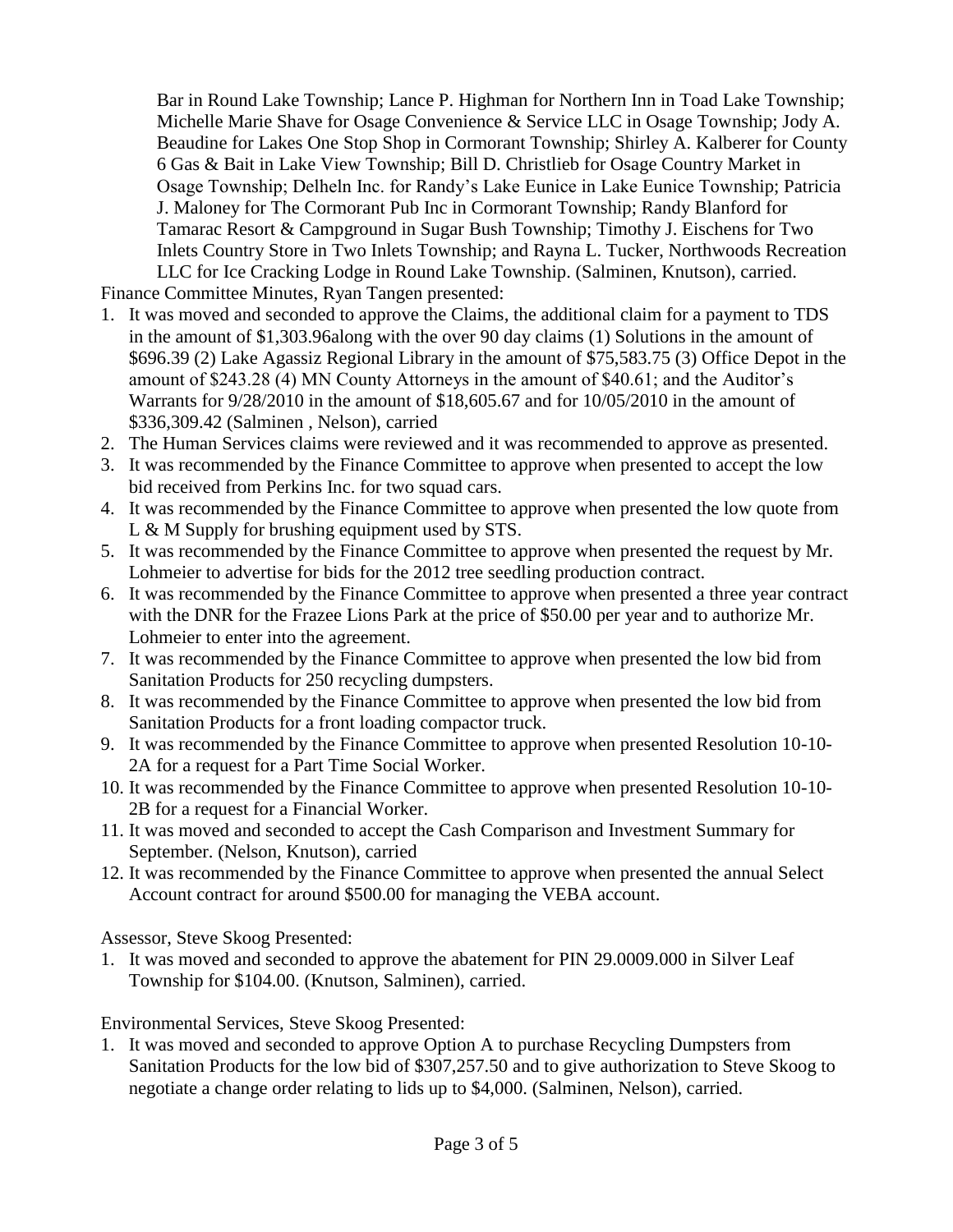Bar in Round Lake Township; Lance P. Highman for Northern Inn in Toad Lake Township; Michelle Marie Shave for Osage Convenience & Service LLC in Osage Township; Jody A. Beaudine for Lakes One Stop Shop in Cormorant Township; Shirley A. Kalberer for County 6 Gas & Bait in Lake View Township; Bill D. Christlieb for Osage Country Market in Osage Township; Delheln Inc. for Randy's Lake Eunice in Lake Eunice Township; Patricia J. Maloney for The Cormorant Pub Inc in Cormorant Township; Randy Blanford for Tamarac Resort & Campground in Sugar Bush Township; Timothy J. Eischens for Two Inlets Country Store in Two Inlets Township; and Rayna L. Tucker, Northwoods Recreation LLC for Ice Cracking Lodge in Round Lake Township. (Salminen, Knutson), carried.

Finance Committee Minutes, Ryan Tangen presented:

1. It was moved and seconded to approve the Claims, the additional claim for a payment to TDS in the amount of $1,303.96along with the over 90 day claims (1) Solutions in the amount of $696.39 (2) Lake Agassiz Regional Library in the amount of $75,583.75 (3) Office Depot in the amount of $243.28 (4) MN County Attorneys in the amount of $40.61; and the Auditor's Warrants for 9/28/2010 in the amount of $18,605.67 and for 10/05/2010 in the amount of $336,309.42 (Salminen , Nelson), carried
2. The Human Services claims were reviewed and it was recommended to approve as presented.
3. It was recommended by the Finance Committee to approve when presented to accept the low bid received from Perkins Inc. for two squad cars.
4. It was recommended by the Finance Committee to approve when presented the low quote from L & M Supply for brushing equipment used by STS.
5. It was recommended by the Finance Committee to approve when presented the request by Mr. Lohmeier to advertise for bids for the 2012 tree seedling production contract.
6. It was recommended by the Finance Committee to approve when presented a three year contract with the DNR for the Frazee Lions Park at the price of $50.00 per year and to authorize Mr. Lohmeier to enter into the agreement.
7. It was recommended by the Finance Committee to approve when presented the low bid from Sanitation Products for 250 recycling dumpsters.
8. It was recommended by the Finance Committee to approve when presented the low bid from Sanitation Products for a front loading compactor truck.
9. It was recommended by the Finance Committee to approve when presented Resolution 10-10-2A for a request for a Part Time Social Worker.
10. It was recommended by the Finance Committee to approve when presented Resolution 10-10-2B for a request for a Financial Worker.
11. It was moved and seconded to accept the Cash Comparison and Investment Summary for September. (Nelson, Knutson), carried
12. It was recommended by the Finance Committee to approve when presented the annual Select Account contract for around $500.00 for managing the VEBA account.

Assessor, Steve Skoog Presented:

1. It was moved and seconded to approve the abatement for PIN 29.0009.000 in Silver Leaf Township for $104.00. (Knutson, Salminen), carried.

Environmental Services, Steve Skoog Presented:

1. It was moved and seconded to approve Option A to purchase Recycling Dumpsters from Sanitation Products for the low bid of $307,257.50 and to give authorization to Steve Skoog to negotiate a change order relating to lids up to $4,000. (Salminen, Nelson), carried.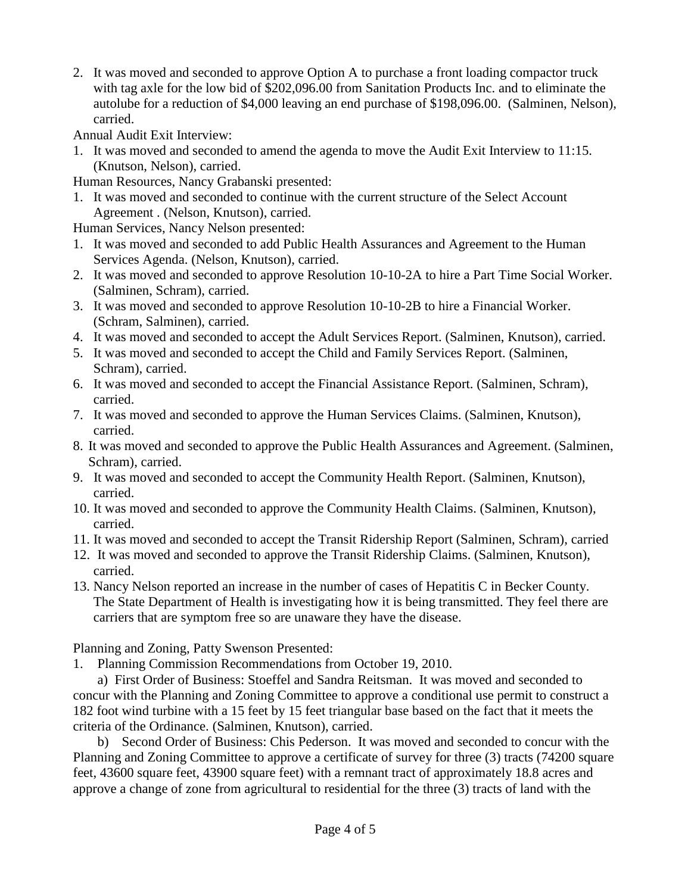2. It was moved and seconded to approve Option A to purchase a front loading compactor truck with tag axle for the low bid of $202,096.00 from Sanitation Products Inc. and to eliminate the autolube for a reduction of $4,000 leaving an end purchase of $198,096.00. (Salminen, Nelson), carried.

Annual Audit Exit Interview:

1. It was moved and seconded to amend the agenda to move the Audit Exit Interview to 11:15. (Knutson, Nelson), carried.

Human Resources, Nancy Grabanski presented:

1. It was moved and seconded to continue with the current structure of the Select Account Agreement . (Nelson, Knutson), carried.

Human Services, Nancy Nelson presented:

1. It was moved and seconded to add Public Health Assurances and Agreement to the Human Services Agenda. (Nelson, Knutson), carried.
2. It was moved and seconded to approve Resolution 10-10-2A to hire a Part Time Social Worker. (Salminen, Schram), carried.
3. It was moved and seconded to approve Resolution 10-10-2B to hire a Financial Worker. (Schram, Salminen), carried.
4. It was moved and seconded to accept the Adult Services Report. (Salminen, Knutson), carried.
5. It was moved and seconded to accept the Child and Family Services Report. (Salminen, Schram), carried.
6. It was moved and seconded to accept the Financial Assistance Report. (Salminen, Schram), carried.
7. It was moved and seconded to approve the Human Services Claims. (Salminen, Knutson), carried.
8. It was moved and seconded to approve the Public Health Assurances and Agreement. (Salminen, Schram), carried.
9. It was moved and seconded to accept the Community Health Report. (Salminen, Knutson), carried.
10. It was moved and seconded to approve the Community Health Claims. (Salminen, Knutson), carried.
11. It was moved and seconded to accept the Transit Ridership Report (Salminen, Schram), carried
12. It was moved and seconded to approve the Transit Ridership Claims. (Salminen, Knutson), carried.
13. Nancy Nelson reported an increase in the number of cases of Hepatitis C in Becker County. The State Department of Health is investigating how it is being transmitted. They feel there are carriers that are symptom free so are unaware they have the disease.

Planning and Zoning, Patty Swenson Presented:

1. Planning Commission Recommendations from October 19, 2010.

a) First Order of Business: Stoeffel and Sandra Reitsman. It was moved and seconded to concur with the Planning and Zoning Committee to approve a conditional use permit to construct a 182 foot wind turbine with a 15 feet by 15 feet triangular base based on the fact that it meets the criteria of the Ordinance. (Salminen, Knutson), carried.

b) Second Order of Business: Chis Pederson. It was moved and seconded to concur with the Planning and Zoning Committee to approve a certificate of survey for three (3) tracts (74200 square feet, 43600 square feet, 43900 square feet) with a remnant tract of approximately 18.8 acres and approve a change of zone from agricultural to residential for the three (3) tracts of land with the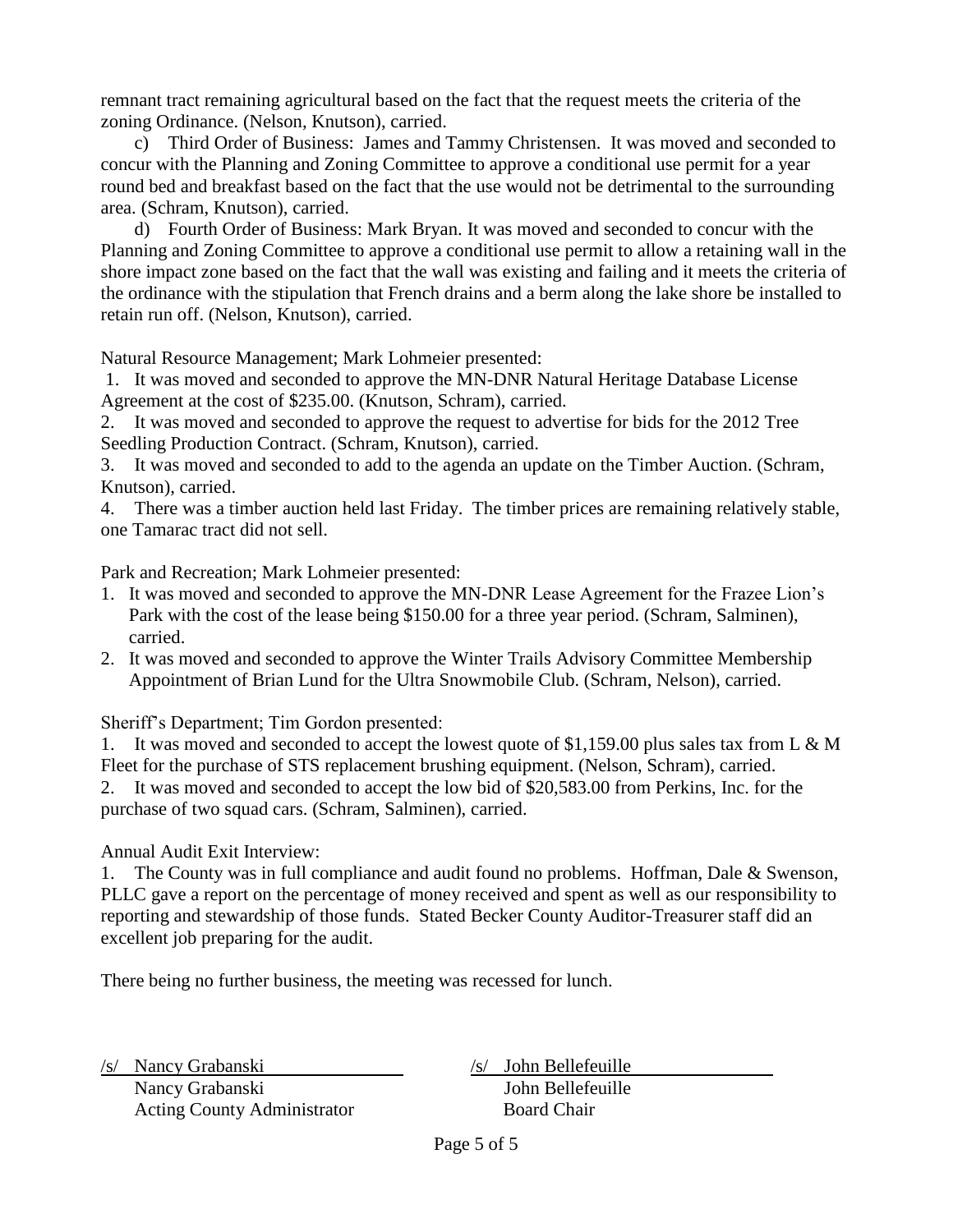remnant tract remaining agricultural based on the fact that the request meets the criteria of the zoning Ordinance. (Nelson, Knutson), carried.

c) Third Order of Business: James and Tammy Christensen. It was moved and seconded to concur with the Planning and Zoning Committee to approve a conditional use permit for a year round bed and breakfast based on the fact that the use would not be detrimental to the surrounding area. (Schram, Knutson), carried.

d) Fourth Order of Business: Mark Bryan. It was moved and seconded to concur with the Planning and Zoning Committee to approve a conditional use permit to allow a retaining wall in the shore impact zone based on the fact that the wall was existing and failing and it meets the criteria of the ordinance with the stipulation that French drains and a berm along the lake shore be installed to retain run off. (Nelson, Knutson), carried.

Natural Resource Management; Mark Lohmeier presented:

1. It was moved and seconded to approve the MN-DNR Natural Heritage Database License Agreement at the cost of $235.00. (Knutson, Schram), carried.
2. It was moved and seconded to approve the request to advertise for bids for the 2012 Tree Seedling Production Contract. (Schram, Knutson), carried.
3. It was moved and seconded to add to the agenda an update on the Timber Auction. (Schram, Knutson), carried.
4. There was a timber auction held last Friday. The timber prices are remaining relatively stable, one Tamarac tract did not sell.

Park and Recreation; Mark Lohmeier presented:

1. It was moved and seconded to approve the MN-DNR Lease Agreement for the Frazee Lion's Park with the cost of the lease being $150.00 for a three year period. (Schram, Salminen), carried.
2. It was moved and seconded to approve the Winter Trails Advisory Committee Membership Appointment of Brian Lund for the Ultra Snowmobile Club. (Schram, Nelson), carried.

Sheriff's Department; Tim Gordon presented:

1. It was moved and seconded to accept the lowest quote of $1,159.00 plus sales tax from L & M Fleet for the purchase of STS replacement brushing equipment. (Nelson, Schram), carried.
2. It was moved and seconded to accept the low bid of $20,583.00 from Perkins, Inc. for the purchase of two squad cars. (Schram, Salminen), carried.

Annual Audit Exit Interview:

1. The County was in full compliance and audit found no problems. Hoffman, Dale & Swenson, PLLC gave a report on the percentage of money received and spent as well as our responsibility to reporting and stewardship of those funds. Stated Becker County Auditor-Treasurer staff did an excellent job preparing for the audit.

There being no further business, the meeting was recessed for lunch.

/s/ Nancy Grabanski
Nancy Grabanski
Acting County Administrator

/s/ John Bellefeuille
John Bellefeuille
Board Chair